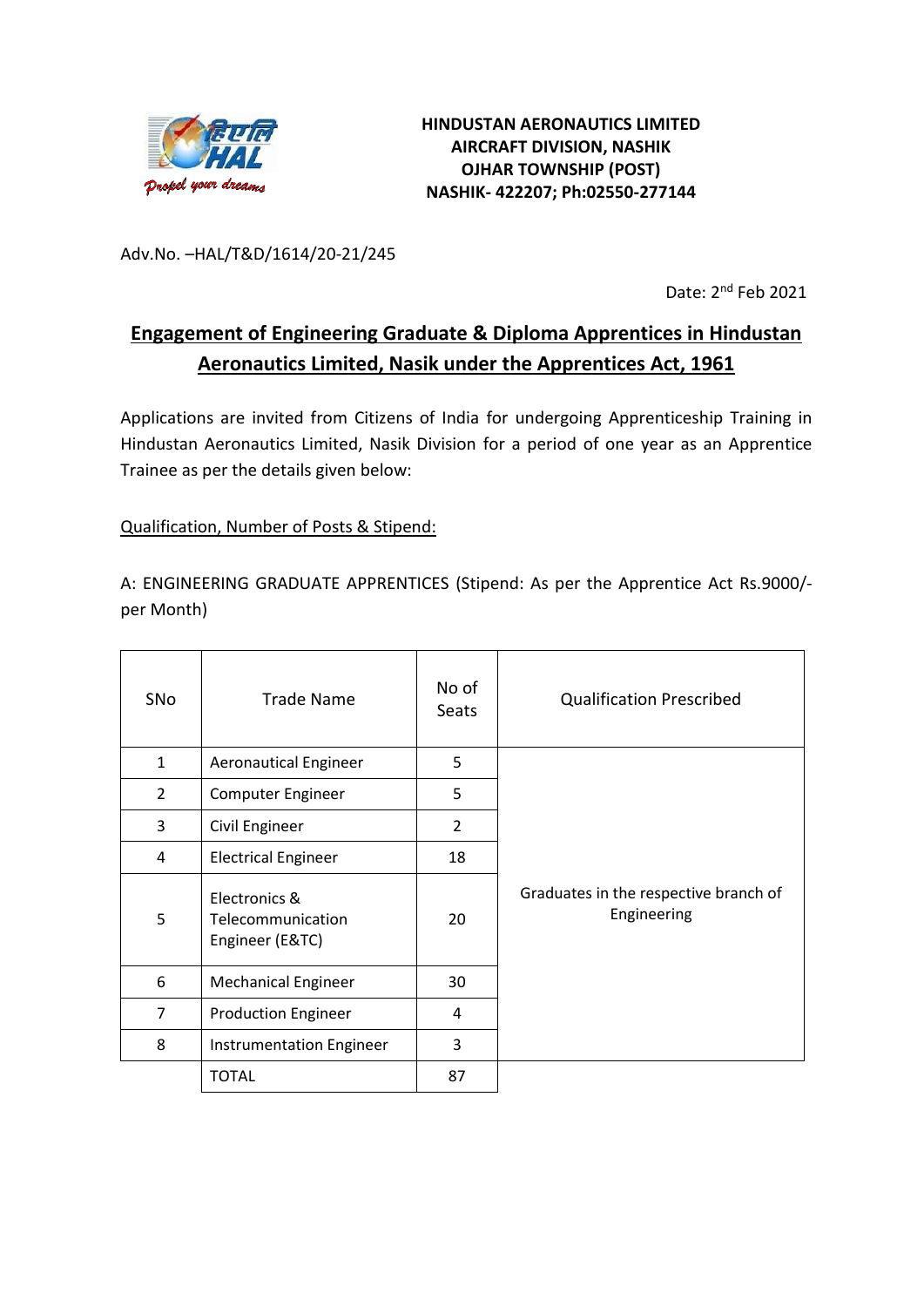**HINDUSTAN AERONAUTICS LIMITED**
**AIRCRAFT DIVISION, NASHIK**
**OJHAR TOWNSHIP (POST)**
**NASHIK- 422207; Ph:02550-277144**

Adv.No. –HAL/T&D/1614/20-21/245

Date: 2nd Feb 2021

## Engagement of Engineering Graduate & Diploma Apprentices in Hindustan Aeronautics Limited, Nasik under the Apprentices Act, 1961

Applications are invited from Citizens of India for undergoing Apprenticeship Training in Hindustan Aeronautics Limited, Nasik Division for a period of one year as an Apprentice Trainee as per the details given below:

Qualification, Number of Posts & Stipend:

A: ENGINEERING GRADUATE APPRENTICES (Stipend: As per the Apprentice Act Rs.9000/- per Month)

| SNo | Trade Name | No of Seats | Qualification Prescribed |
|---|---|---|---|
| 1 | Aeronautical Engineer | 5 | Graduates in the respective branch of Engineering |
| 2 | Computer Engineer | 5 | |
| 3 | Civil Engineer | 2 | |
| 4 | Electrical Engineer | 18 | |
| 5 | Electronics & Telecommunication Engineer (E&TC) | 20 | |
| 6 | Mechanical Engineer | 30 | |
| 7 | Production Engineer | 4 | |
| 8 | Instrumentation Engineer | 3 | |
| | TOTAL | 87 | |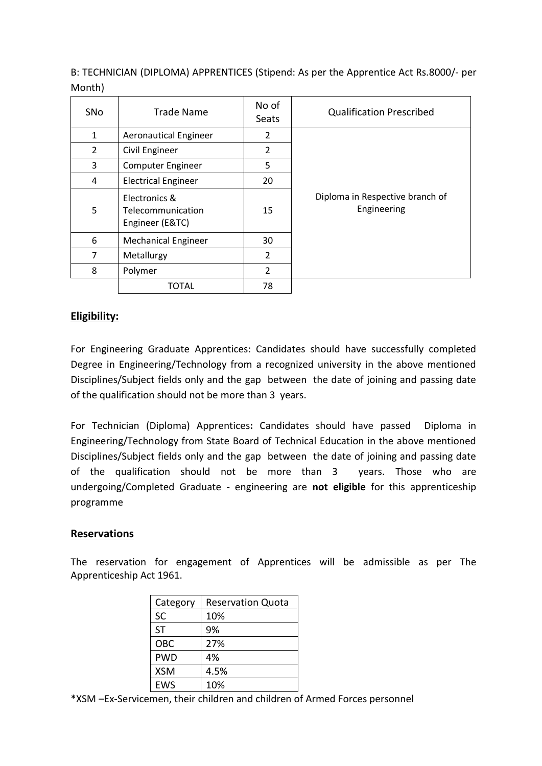B: TECHNICIAN (DIPLOMA) APPRENTICES (Stipend: As per the Apprentice Act Rs.8000/- per Month)

| SNo | Trade Name | No of Seats | Qualification Prescribed |
|---|---|---|---|
| 1 | Aeronautical Engineer | 2 | Diploma in Respective branch of Engineering |
| 2 | Civil Engineer | 2 | |
| 3 | Computer Engineer | 5 | |
| 4 | Electrical Engineer | 20 | |
| 5 | Electronics & Telecommunication Engineer (E&TC) | 15 | |
| 6 | Mechanical Engineer | 30 | |
| 7 | Metallurgy | 2 | |
| 8 | Polymer | 2 | |
| | TOTAL | 78 | |

## Eligibility:

For Engineering Graduate Apprentices: Candidates should have successfully completed Degree in Engineering/Technology from a recognized university in the above mentioned Disciplines/Subject fields only and the gap between the date of joining and passing date of the qualification should not be more than 3 years.

For Technician (Diploma) Apprentices**:** Candidates should have passed Diploma in Engineering/Technology from State Board of Technical Education in the above mentioned Disciplines/Subject fields only and the gap between the date of joining and passing date of the qualification should not be more than 3 years. Those who are undergoing/Completed Graduate - engineering are **not eligible** for this apprenticeship programme

## Reservations

The reservation for engagement of Apprentices will be admissible as per The Apprenticeship Act 1961.

| Category | Reservation Quota |
|---|---|
| SC | 10% |
| ST | 9% |
| OBC | 27% |
| PWD | 4% |
| XSM | 4.5% |
| EWS | 10% |

*XSM –Ex-Servicemen, their children and children of Armed Forces personnel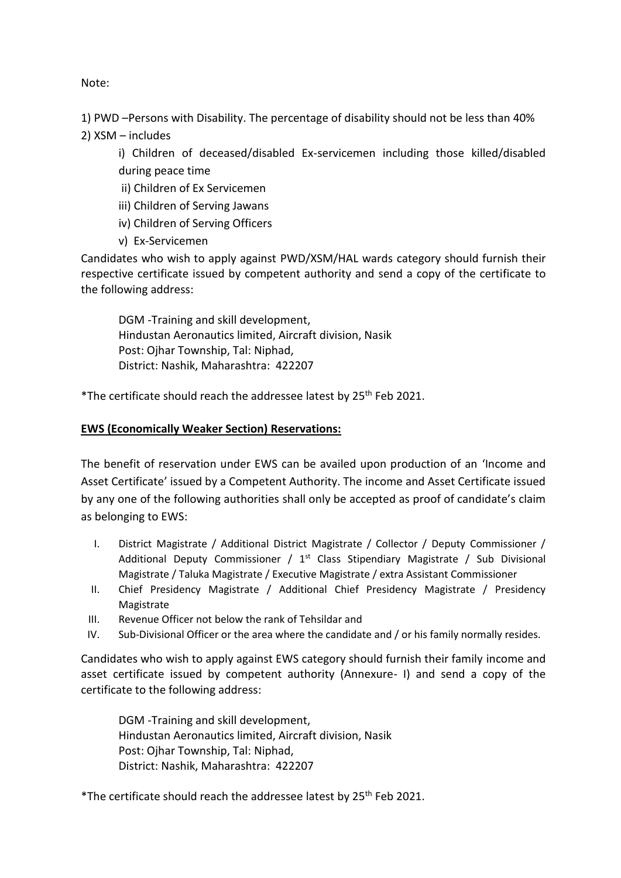Note:

1) PWD –Persons with Disability. The percentage of disability should not be less than 40%
2) XSM – includes

   i) Children of deceased/disabled Ex-servicemen including those killed/disabled during peace time
   ii) Children of Ex Servicemen
   iii) Children of Serving Jawans
   iv) Children of Serving Officers
   v) Ex-Servicemen

Candidates who wish to apply against PWD/XSM/HAL wards category should furnish their respective certificate issued by competent authority and send a copy of the certificate to the following address:

> DGM -Training and skill development,
> Hindustan Aeronautics limited, Aircraft division, Nasik
> Post: Ojhar Township, Tal: Niphad,
> District: Nashik, Maharashtra: 422207

*The certificate should reach the addressee latest by 25th Feb 2021.

**EWS (Economically Weaker Section) Reservations:**

The benefit of reservation under EWS can be availed upon production of an 'Income and Asset Certificate' issued by a Competent Authority. The income and Asset Certificate issued by any one of the following authorities shall only be accepted as proof of candidate's claim as belonging to EWS:

I. District Magistrate / Additional District Magistrate / Collector / Deputy Commissioner / Additional Deputy Commissioner / 1st Class Stipendiary Magistrate / Sub Divisional Magistrate / Taluka Magistrate / Executive Magistrate / extra Assistant Commissioner
II. Chief Presidency Magistrate / Additional Chief Presidency Magistrate / Presidency Magistrate
III. Revenue Officer not below the rank of Tehsildar and
IV. Sub-Divisional Officer or the area where the candidate and / or his family normally resides.

Candidates who wish to apply against EWS category should furnish their family income and asset certificate issued by competent authority (Annexure- I) and send a copy of the certificate to the following address:

> DGM -Training and skill development,
> Hindustan Aeronautics limited, Aircraft division, Nasik
> Post: Ojhar Township, Tal: Niphad,
> District: Nashik, Maharashtra: 422207

*The certificate should reach the addressee latest by 25th Feb 2021.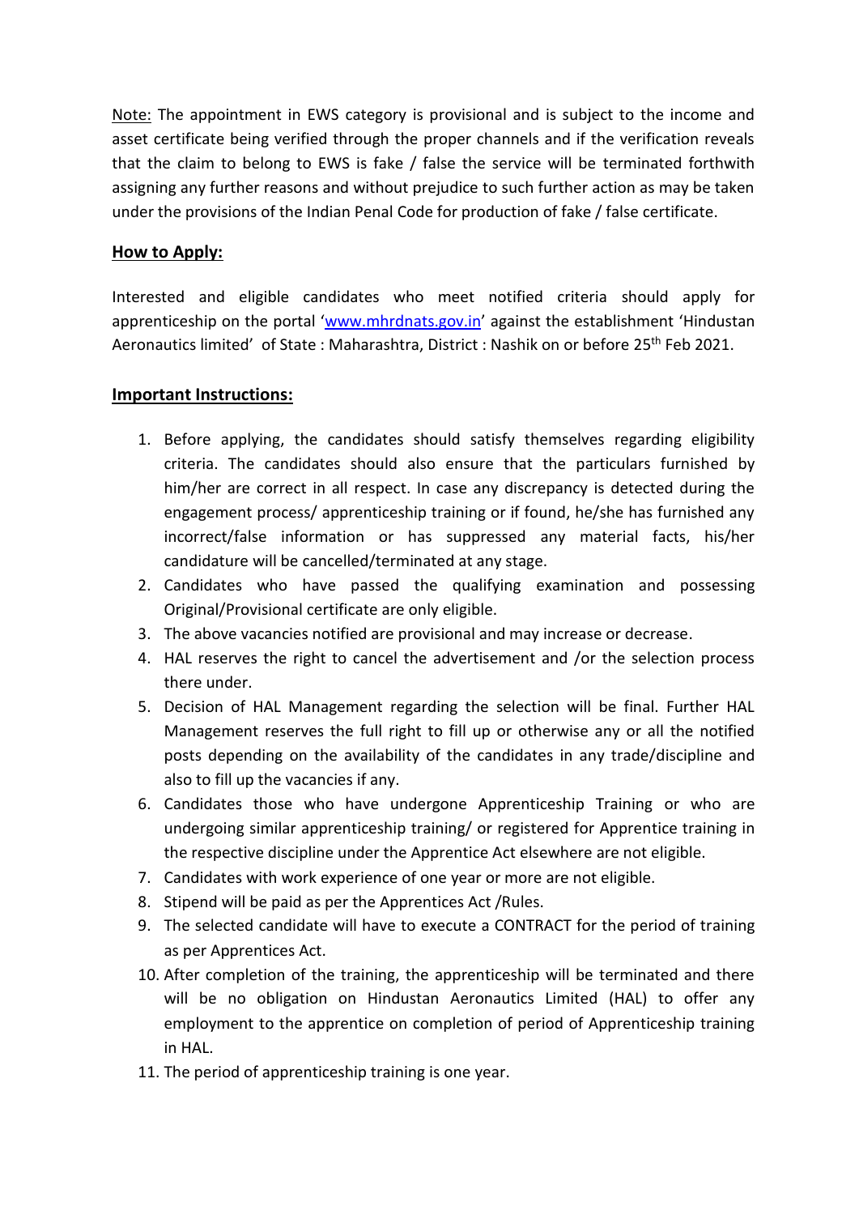<u>Note:</u> The appointment in EWS category is provisional and is subject to the income and asset certificate being verified through the proper channels and if the verification reveals that the claim to belong to EWS is fake / false the service will be terminated forthwith assigning any further reasons and without prejudice to such further action as may be taken under the provisions of the Indian Penal Code for production of fake / false certificate.

**<u>How to Apply:</u>**

Interested and eligible candidates who meet notified criteria should apply for apprenticeship on the portal '[www.mhrdnats.gov.in](http://www.mhrdnats.gov.in)' against the establishment 'Hindustan Aeronautics limited' of State : Maharashtra, District : Nashik on or before 25th Feb 2021.

**<u>Important Instructions:</u>**

1. Before applying, the candidates should satisfy themselves regarding eligibility criteria. The candidates should also ensure that the particulars furnished by him/her are correct in all respect. In case any discrepancy is detected during the engagement process/ apprenticeship training or if found, he/she has furnished any incorrect/false information or has suppressed any material facts, his/her candidature will be cancelled/terminated at any stage.
2. Candidates who have passed the qualifying examination and possessing Original/Provisional certificate are only eligible.
3. The above vacancies notified are provisional and may increase or decrease.
4. HAL reserves the right to cancel the advertisement and /or the selection process there under.
5. Decision of HAL Management regarding the selection will be final. Further HAL Management reserves the full right to fill up or otherwise any or all the notified posts depending on the availability of the candidates in any trade/discipline and also to fill up the vacancies if any.
6. Candidates those who have undergone Apprenticeship Training or who are undergoing similar apprenticeship training/ or registered for Apprentice training in the respective discipline under the Apprentice Act elsewhere are not eligible.
7. Candidates with work experience of one year or more are not eligible.
8. Stipend will be paid as per the Apprentices Act /Rules.
9. The selected candidate will have to execute a CONTRACT for the period of training as per Apprentices Act.
10. After completion of the training, the apprenticeship will be terminated and there will be no obligation on Hindustan Aeronautics Limited (HAL) to offer any employment to the apprentice on completion of period of Apprenticeship training in HAL.
11. The period of apprenticeship training is one year.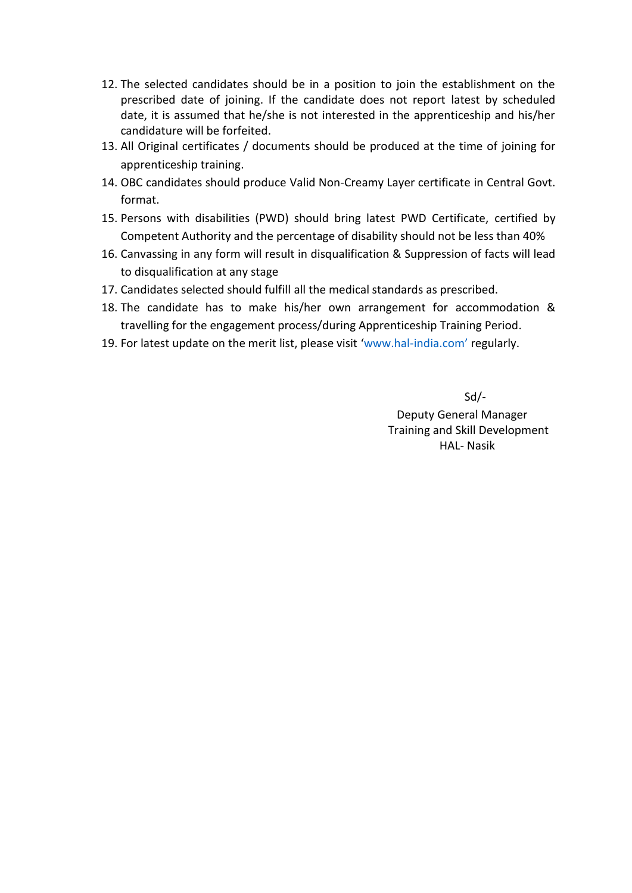12. The selected candidates should be in a position to join the establishment on the prescribed date of joining. If the candidate does not report latest by scheduled date, it is assumed that he/she is not interested in the apprenticeship and his/her candidature will be forfeited.
13. All Original certificates / documents should be produced at the time of joining for apprenticeship training.
14. OBC candidates should produce Valid Non-Creamy Layer certificate in Central Govt. format.
15. Persons with disabilities (PWD) should bring latest PWD Certificate, certified by Competent Authority and the percentage of disability should not be less than 40%
16. Canvassing in any form will result in disqualification & Suppression of facts will lead to disqualification at any stage
17. Candidates selected should fulfill all the medical standards as prescribed.
18. The candidate has to make his/her own arrangement for accommodation & travelling for the engagement process/during Apprenticeship Training Period.
19. For latest update on the merit list, please visit 'www.hal-india.com' regularly.

Sd/-

Deputy General Manager
Training and Skill Development
HAL- Nasik